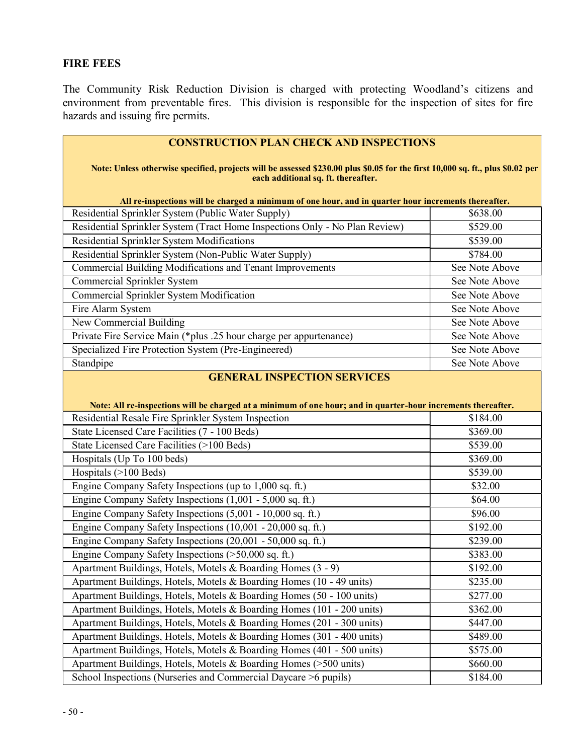## FIRE FEES

The Community Risk Reduction Division is charged with protecting Woodland's citizens and environment from preventable fires. This division is responsible for the inspection of sites for fire hazards and issuing fire permits.

| CONSTRUCTION PLAN CHECK AND INSPECTIONS<br><br>**Note: Unless otherwise specified, projects will be assessed $230.00 plus $0.05 for the first 10,000 sq. ft., plus $0.02 per each additional sq. ft. thereafter.**<br><br>**All re-inspections will be charged a minimum of one hour, and in quarter hour increments thereafter.** | |
|---|---|
| Residential Sprinkler System (Public Water Supply) | $638.00 |
| Residential Sprinkler System (Tract Home Inspections Only - No Plan Review) | $529.00 |
| Residential Sprinkler System Modifications | $539.00 |
| Residential Sprinkler System (Non-Public Water Supply) | $784.00 |
| Commercial Building Modifications and Tenant Improvements | See Note Above |
| Commercial Sprinkler System | See Note Above |
| Commercial Sprinkler System Modification | See Note Above |
| Fire Alarm System | See Note Above |
| New Commercial Building | See Note Above |
| Private Fire Service Main (*plus .25 hour charge per appurtenance) | See Note Above |
| Specialized Fire Protection System (Pre-Engineered) | See Note Above |
| Standpipe | See Note Above |
| **GENERAL INSPECTION SERVICES**<br><br>**Note: All re-inspections will be charged at a minimum of one hour; and in quarter-hour increments thereafter.** | |
| Residential Resale Fire Sprinkler System Inspection | $184.00 |
| State Licensed Care Facilities (7 - 100 Beds) | $369.00 |
| State Licensed Care Facilities (>100 Beds) | $539.00 |
| Hospitals (Up To 100 beds) | $369.00 |
| Hospitals (>100 Beds) | $539.00 |
| Engine Company Safety Inspections (up to 1,000 sq. ft.) | $32.00 |
| Engine Company Safety Inspections (1,001 - 5,000 sq. ft.) | $64.00 |
| Engine Company Safety Inspections (5,001 - 10,000 sq. ft.) | $96.00 |
| Engine Company Safety Inspections (10,001 - 20,000 sq. ft.) | $192.00 |
| Engine Company Safety Inspections (20,001 - 50,000 sq. ft.) | $239.00 |
| Engine Company Safety Inspections (>50,000 sq. ft.) | $383.00 |
| Apartment Buildings, Hotels, Motels & Boarding Homes (3 - 9) | $192.00 |
| Apartment Buildings, Hotels, Motels & Boarding Homes (10 - 49 units) | $235.00 |
| Apartment Buildings, Hotels, Motels & Boarding Homes (50 - 100 units) | $277.00 |
| Apartment Buildings, Hotels, Motels & Boarding Homes (101 - 200 units) | $362.00 |
| Apartment Buildings, Hotels, Motels & Boarding Homes (201 - 300 units) | $447.00 |
| Apartment Buildings, Hotels, Motels & Boarding Homes (301 - 400 units) | $489.00 |
| Apartment Buildings, Hotels, Motels & Boarding Homes (401 - 500 units) | $575.00 |
| Apartment Buildings, Hotels, Motels & Boarding Homes (>500 units) | $660.00 |
| School Inspections (Nurseries and Commercial Daycare >6 pupils) | $184.00 |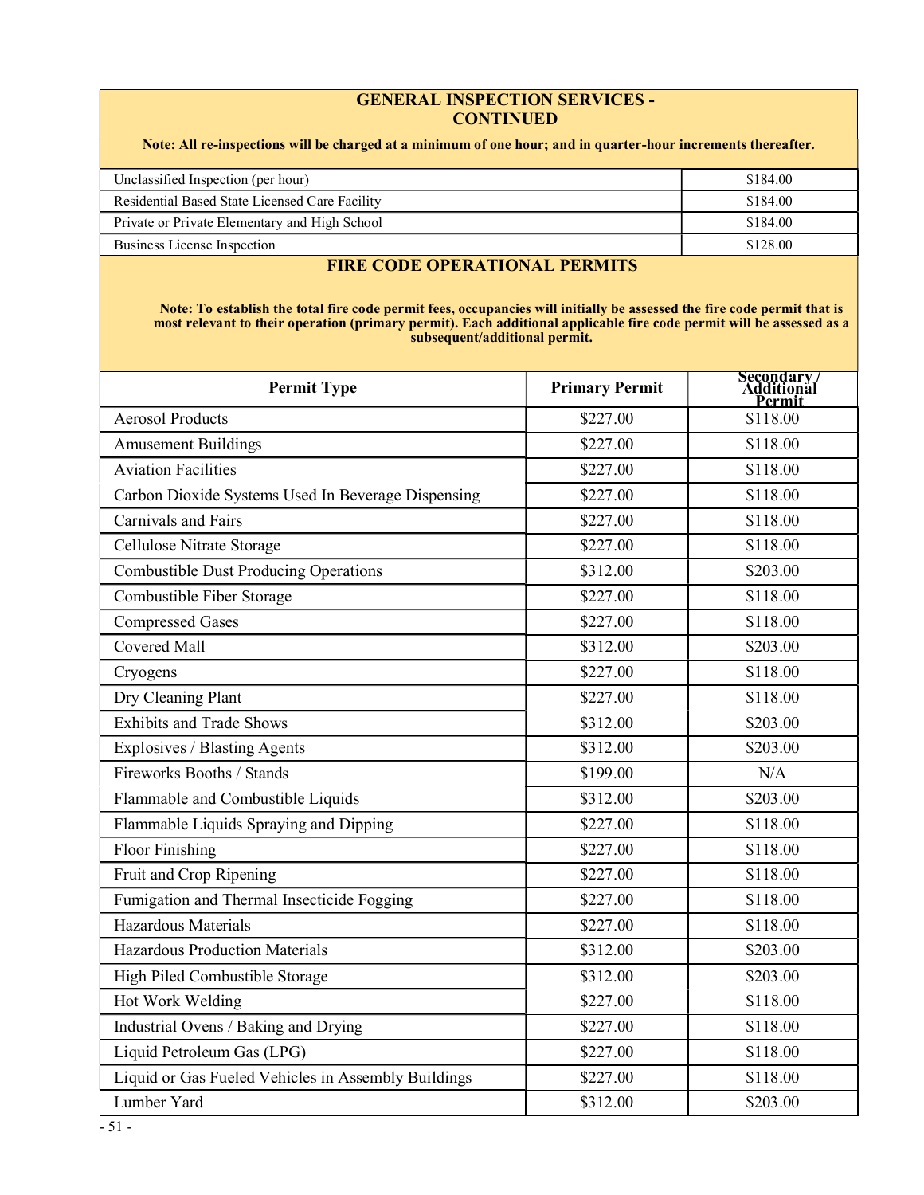## GENERAL INSPECTION SERVICES - CONTINUED

**Note: All re-inspections will be charged at a minimum of one hour; and in quarter-hour increments thereafter.**

| | |
|---|---|
| Unclassified Inspection (per hour) | $184.00 |
| Residential Based State Licensed Care Facility | $184.00 |
| Private or Private Elementary and High School | $184.00 |
| Business License Inspection | $128.00 |

## FIRE CODE OPERATIONAL PERMITS

**Note: To establish the total fire code permit fees, occupancies will initially be assessed the fire code permit that is most relevant to their operation (primary permit). Each additional applicable fire code permit will be assessed as a subsequent/additional permit.**

| Permit Type | Primary Permit | Secondary / Additional Permit |
|---|---|---|
| Aerosol Products | $227.00 | $118.00 |
| Amusement Buildings | $227.00 | $118.00 |
| Aviation Facilities | $227.00 | $118.00 |
| Carbon Dioxide Systems Used In Beverage Dispensing | $227.00 | $118.00 |
| Carnivals and Fairs | $227.00 | $118.00 |
| Cellulose Nitrate Storage | $227.00 | $118.00 |
| Combustible Dust Producing Operations | $312.00 | $203.00 |
| Combustible Fiber Storage | $227.00 | $118.00 |
| Compressed Gases | $227.00 | $118.00 |
| Covered Mall | $312.00 | $203.00 |
| Cryogens | $227.00 | $118.00 |
| Dry Cleaning Plant | $227.00 | $118.00 |
| Exhibits and Trade Shows | $312.00 | $203.00 |
| Explosives / Blasting Agents | $312.00 | $203.00 |
| Fireworks Booths / Stands | $199.00 | N/A |
| Flammable and Combustible Liquids | $312.00 | $203.00 |
| Flammable Liquids Spraying and Dipping | $227.00 | $118.00 |
| Floor Finishing | $227.00 | $118.00 |
| Fruit and Crop Ripening | $227.00 | $118.00 |
| Fumigation and Thermal Insecticide Fogging | $227.00 | $118.00 |
| Hazardous Materials | $227.00 | $118.00 |
| Hazardous Production Materials | $312.00 | $203.00 |
| High Piled Combustible Storage | $312.00 | $203.00 |
| Hot Work Welding | $227.00 | $118.00 |
| Industrial Ovens / Baking and Drying | $227.00 | $118.00 |
| Liquid Petroleum Gas (LPG) | $227.00 | $118.00 |
| Liquid or Gas Fueled Vehicles in Assembly Buildings | $227.00 | $118.00 |
| Lumber Yard | $312.00 | $203.00 |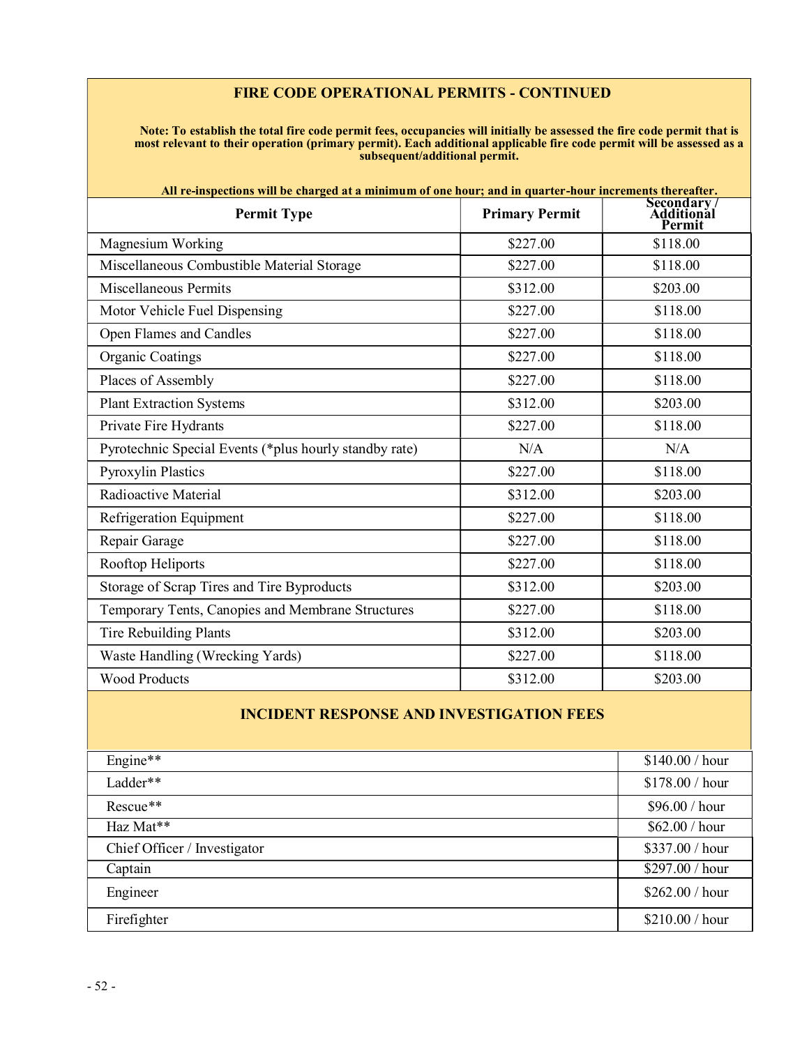## FIRE CODE OPERATIONAL PERMITS - CONTINUED

**Note: To establish the total fire code permit fees, occupancies will initially be assessed the fire code permit that is most relevant to their operation (primary permit). Each additional applicable fire code permit will be assessed as a subsequent/additional permit.**

**All re-inspections will be charged at a minimum of one hour; and in quarter-hour increments thereafter.**

| Permit Type | Primary Permit | Secondary / Additional Permit |
|---|---|---|
| Magnesium Working | $227.00 | $118.00 |
| Miscellaneous Combustible Material Storage | $227.00 | $118.00 |
| Miscellaneous Permits | $312.00 | $203.00 |
| Motor Vehicle Fuel Dispensing | $227.00 | $118.00 |
| Open Flames and Candles | $227.00 | $118.00 |
| Organic Coatings | $227.00 | $118.00 |
| Places of Assembly | $227.00 | $118.00 |
| Plant Extraction Systems | $312.00 | $203.00 |
| Private Fire Hydrants | $227.00 | $118.00 |
| Pyrotechnic Special Events (*plus hourly standby rate) | N/A | N/A |
| Pyroxylin Plastics | $227.00 | $118.00 |
| Radioactive Material | $312.00 | $203.00 |
| Refrigeration Equipment | $227.00 | $118.00 |
| Repair Garage | $227.00 | $118.00 |
| Rooftop Heliports | $227.00 | $118.00 |
| Storage of Scrap Tires and Tire Byproducts | $312.00 | $203.00 |
| Temporary Tents, Canopies and Membrane Structures | $227.00 | $118.00 |
| Tire Rebuilding Plants | $312.00 | $203.00 |
| Waste Handling (Wrecking Yards) | $227.00 | $118.00 |
| Wood Products | $312.00 | $203.00 |

## INCIDENT RESPONSE AND INVESTIGATION FEES

| | |
|---|---|
| Engine** | $140.00 / hour |
| Ladder** | $178.00 / hour |
| Rescue** | $96.00 / hour |
| Haz Mat** | $62.00 / hour |
| Chief Officer / Investigator | $337.00 / hour |
| Captain | $297.00 / hour |
| Engineer | $262.00 / hour |
| Firefighter | $210.00 / hour |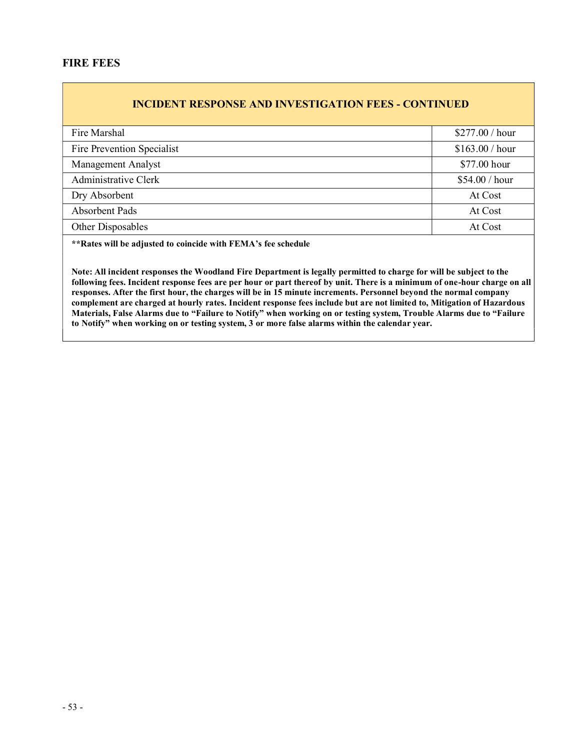## FIRE FEES

| INCIDENT RESPONSE AND INVESTIGATION FEES - CONTINUED | |
|---|---|
| Fire Marshal | $277.00 / hour |
| Fire Prevention Specialist | $163.00 / hour |
| Management Analyst | $77.00 hour |
| Administrative Clerk | $54.00 / hour |
| Dry Absorbent | At Cost |
| Absorbent Pads | At Cost |
| Other Disposables | At Cost |

**\*\*Rates will be adjusted to coincide with FEMA's fee schedule**

**Note: All incident responses the Woodland Fire Department is legally permitted to charge for will be subject to the following fees. Incident response fees are per hour or part thereof by unit. There is a minimum of one-hour charge on all responses. After the first hour, the charges will be in 15 minute increments. Personnel beyond the normal company complement are charged at hourly rates. Incident response fees include but are not limited to, Mitigation of Hazardous Materials, False Alarms due to "Failure to Notify" when working on or testing system, Trouble Alarms due to "Failure to Notify" when working on or testing system, 3 or more false alarms within the calendar year.**